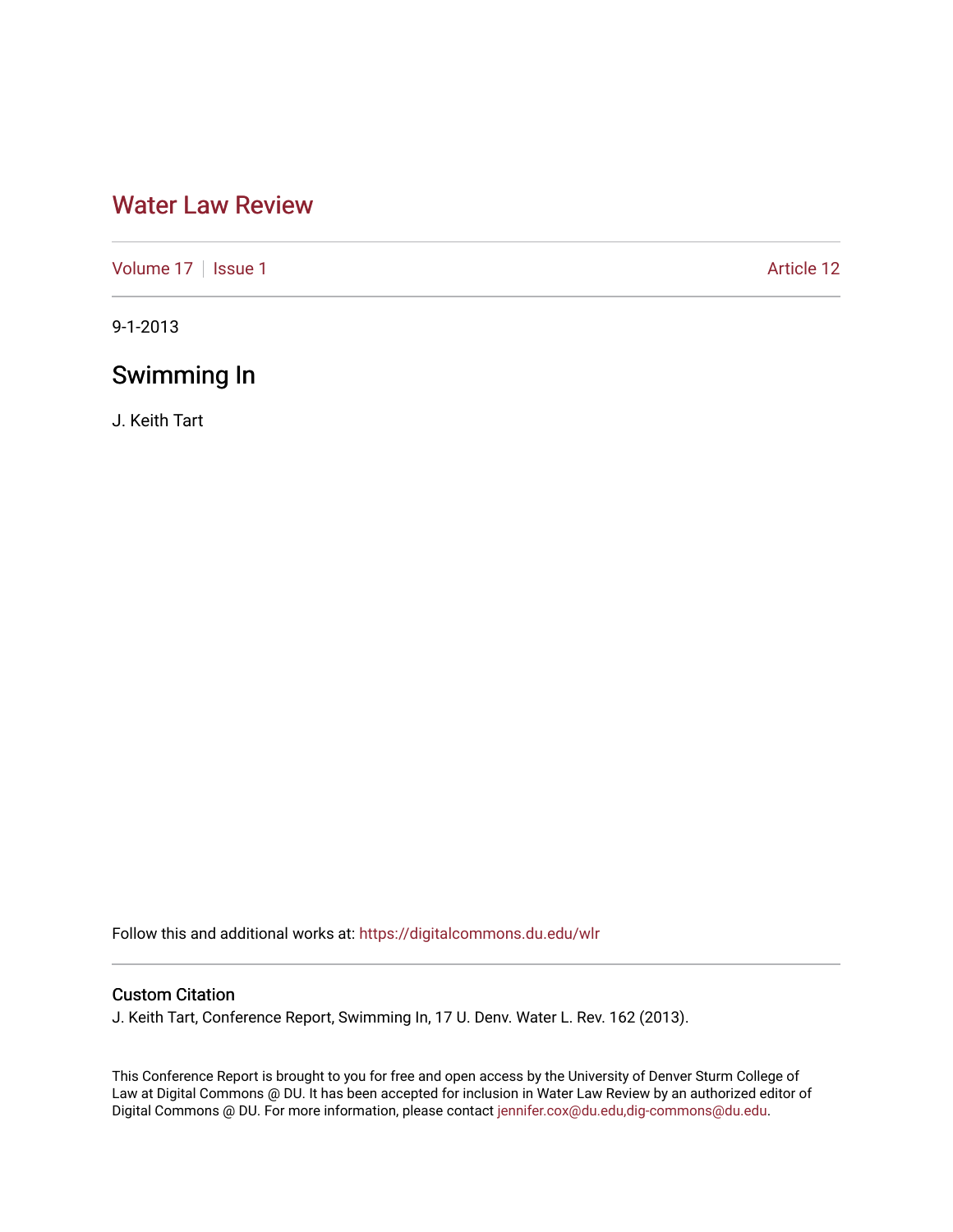# Water Law Review

Volume 17 | Issue 1 — Article 12

9-1-2013

## Swimming In

J. Keith Tart

Follow this and additional works at: https://digitalcommons.du.edu/wlr

### Custom Citation

J. Keith Tart, Conference Report, Swimming In, 17 U. Denv. Water L. Rev. 162 (2013).

This Conference Report is brought to you for free and open access by the University of Denver Sturm College of Law at Digital Commons @ DU. It has been accepted for inclusion in Water Law Review by an authorized editor of Digital Commons @ DU. For more information, please contact jennifer.cox@du.edu,dig-commons@du.edu.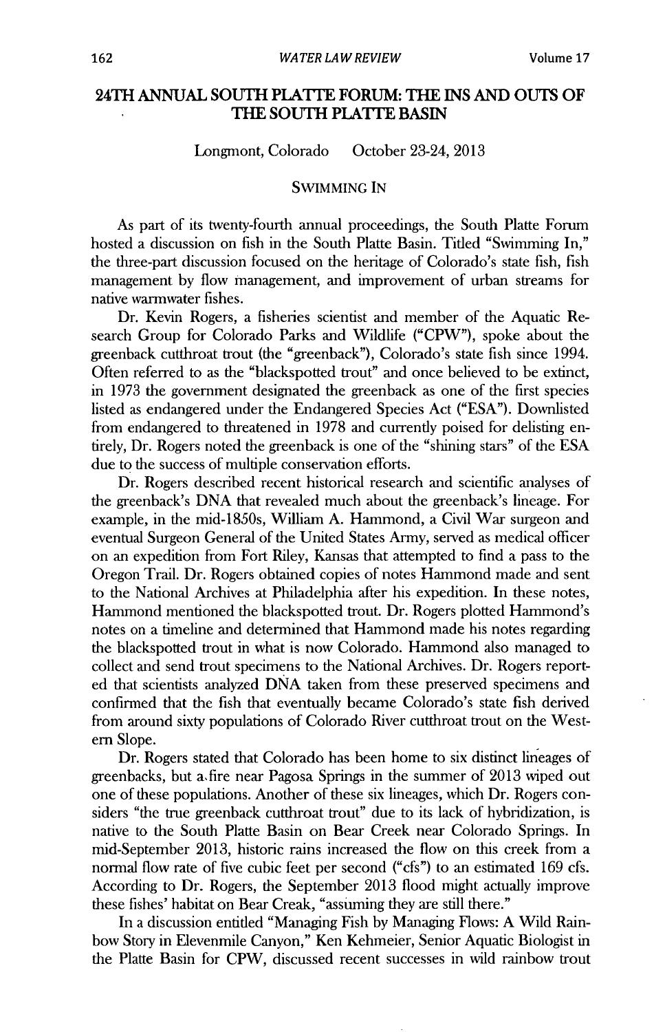## 24TH ANNUAL SOUTH PLATTE FORUM: THE INS AND OUTS OF THE SOUTH PLATTE BASIN

Longmont, Colorado October 23-24, 2013

### SWIMMING IN

As part of its twenty-fourth annual proceedings, the South Platte Forum hosted a discussion on fish in the South Platte Basin. Titled "Swimming In," the three-part discussion focused on the heritage of Colorado's state fish, fish management by flow management, and improvement of urban streams for native warmwater fishes.

Dr. Kevin Rogers, a fisheries scientist and member of the Aquatic Research Group for Colorado Parks and Wildlife ("CPW"), spoke about the greenback cutthroat trout (the "greenback"), Colorado's state fish since 1994. Often referred to as the "blackspotted trout" and once believed to be extinct, in 1973 the government designated the greenback as one of the first species listed as endangered under the Endangered Species Act ("ESA"). Downlisted from endangered to threatened in 1978 and currently poised for delisting entirely, Dr. Rogers noted the greenback is one of the "shining stars" of the ESA due to the success of multiple conservation efforts.

Dr. Rogers described recent historical research and scientific analyses of the greenback's DNA that revealed much about the greenback's lineage. For example, in the mid-1850s, William A. Hammond, a Civil War surgeon and eventual Surgeon General of the United States Army, served as medical officer on an expedition from Fort Riley, Kansas that attempted to find a pass to the Oregon Trail. Dr. Rogers obtained copies of notes Hammond made and sent to the National Archives at Philadelphia after his expedition. In these notes, Hammond mentioned the blackspotted trout. Dr. Rogers plotted Hammond's notes on a timeline and determined that Hammond made his notes regarding the blackspotted trout in what is now Colorado. Hammond also managed to collect and send trout specimens to the National Archives. Dr. Rogers reported that scientists analyzed DNA taken from these preserved specimens and confirmed that the fish that eventually became Colorado's state fish derived from around sixty populations of Colorado River cutthroat trout on the Western Slope.

Dr. Rogers stated that Colorado has been home to six distinct lineages of greenbacks, but a fire near Pagosa Springs in the summer of 2013 wiped out one of these populations. Another of these six lineages, which Dr. Rogers considers "the true greenback cutthroat trout" due to its lack of hybridization, is native to the South Platte Basin on Bear Creek near Colorado Springs. In mid-September 2013, historic rains increased the flow on this creek from a normal flow rate of five cubic feet per second ("cfs") to an estimated 169 cfs. According to Dr. Rogers, the September 2013 flood might actually improve these fishes' habitat on Bear Creak, "assuming they are still there."

In a discussion entitled "Managing Fish by Managing Flows: A Wild Rainbow Story in Elevenmile Canyon," Ken Kehmeier, Senior Aquatic Biologist in the Platte Basin for CPW, discussed recent successes in wild rainbow trout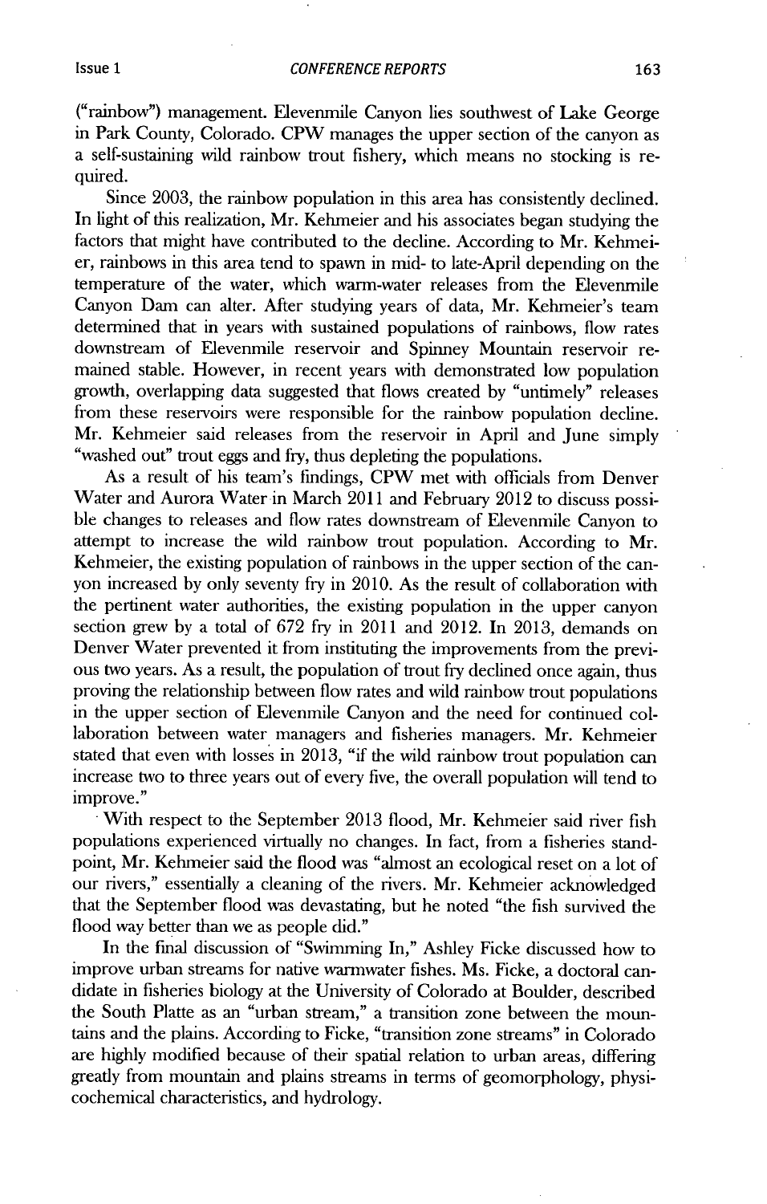("rainbow") management. Elevenmile Canyon lies southwest of Lake George in Park County, Colorado. CPW manages the upper section of the canyon as a self-sustaining wild rainbow trout fishery, which means no stocking is required.

Since 2003, the rainbow population in this area has consistently declined. In light of this realization, Mr. Kehmeier and his associates began studying the factors that might have contributed to the decline. According to Mr. Kehmeier, rainbows in this area tend to spawn in mid- to late-April depending on the temperature of the water, which warm-water releases from the Elevenmile Canyon Dam can alter. After studying years of data, Mr. Kehmeier's team determined that in years with sustained populations of rainbows, flow rates downstream of Elevenmile reservoir and Spinney Mountain reservoir remained stable. However, in recent years with demonstrated low population growth, overlapping data suggested that flows created by "untimely" releases from these reservoirs were responsible for the rainbow population decline. Mr. Kehmeier said releases from the reservoir in April and June simply "washed out" trout eggs and fry, thus depleting the populations.

As a result of his team's findings, CPW met with officials from Denver Water and Aurora Water in March 2011 and February 2012 to discuss possible changes to releases and flow rates downstream of Elevenmile Canyon to attempt to increase the wild rainbow trout population. According to Mr. Kehmeier, the existing population of rainbows in the upper section of the canyon increased by only seventy fry in 2010. As the result of collaboration with the pertinent water authorities, the existing population in the upper canyon section grew by a total of 672 fry in 2011 and 2012. In 2013, demands on Denver Water prevented it from instituting the improvements from the previous two years. As a result, the population of trout fry declined once again, thus proving the relationship between flow rates and wild rainbow trout populations in the upper section of Elevenmile Canyon and the need for continued collaboration between water managers and fisheries managers. Mr. Kehmeier stated that even with losses in 2013, "if the wild rainbow trout population can increase two to three years out of every five, the overall population will tend to improve."

With respect to the September 2013 flood, Mr. Kehmeier said river fish populations experienced virtually no changes. In fact, from a fisheries standpoint, Mr. Kehmeier said the flood was "almost an ecological reset on a lot of our rivers," essentially a cleaning of the rivers. Mr. Kehmeier acknowledged that the September flood was devastating, but he noted "the fish survived the flood way better than we as people did."

In the final discussion of "Swimming In," Ashley Ficke discussed how to improve urban streams for native warmwater fishes. Ms. Ficke, a doctoral candidate in fisheries biology at the University of Colorado at Boulder, described the South Platte as an "urban stream," a transition zone between the mountains and the plains. According to Ficke, "transition zone streams" in Colorado are highly modified because of their spatial relation to urban areas, differing greatly from mountain and plains streams in terms of geomorphology, physicochemical characteristics, and hydrology.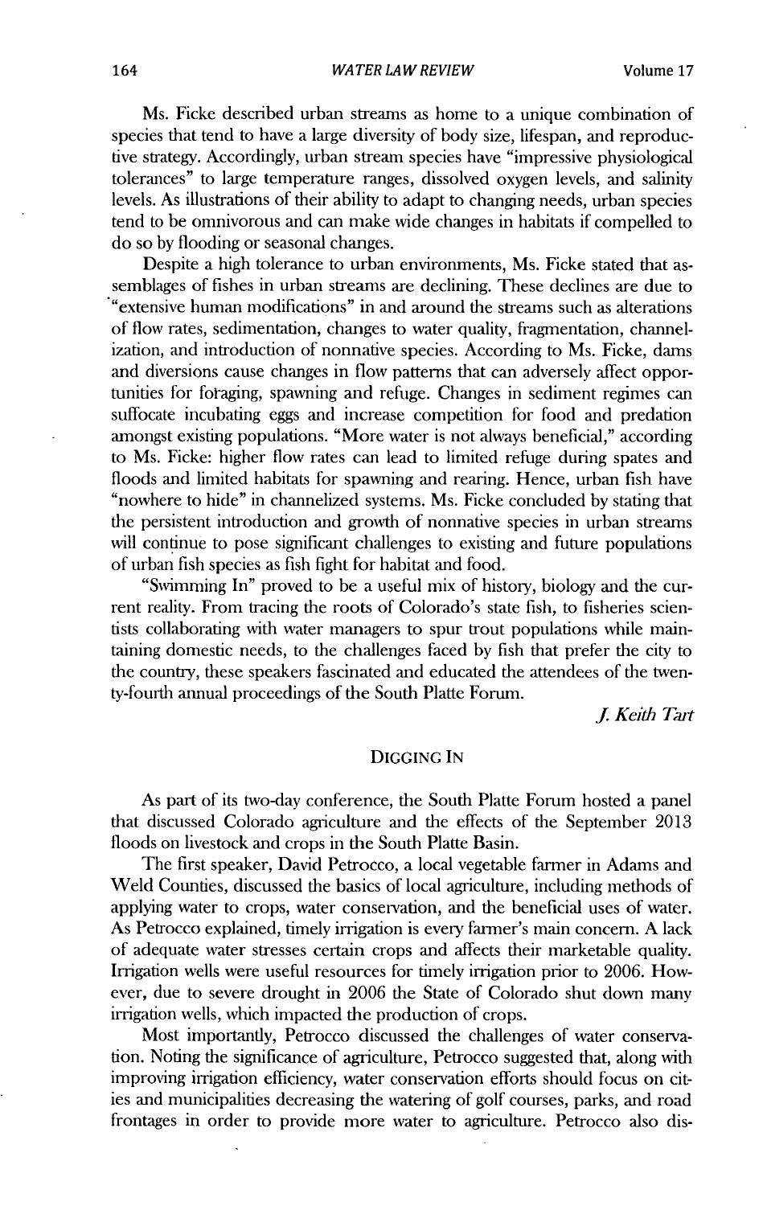Ms. Ficke described urban streams as home to a unique combination of species that tend to have a large diversity of body size, lifespan, and reproductive strategy. Accordingly, urban stream species have "impressive physiological tolerances" to large temperature ranges, dissolved oxygen levels, and salinity levels. As illustrations of their ability to adapt to changing needs, urban species tend to be omnivorous and can make wide changes in habitats if compelled to do so by flooding or seasonal changes.

Despite a high tolerance to urban environments, Ms. Ficke stated that assemblages of fishes in urban streams are declining. These declines are due to "extensive human modifications" in and around the streams such as alterations of flow rates, sedimentation, changes to water quality, fragmentation, channelization, and introduction of nonnative species. According to Ms. Ficke, dams and diversions cause changes in flow patterns that can adversely affect opportunities for foraging, spawning and refuge. Changes in sediment regimes can suffocate incubating eggs and increase competition for food and predation amongst existing populations. "More water is not always beneficial," according to Ms. Ficke: higher flow rates can lead to limited refuge during spates and floods and limited habitats for spawning and rearing. Hence, urban fish have "nowhere to hide" in channelized systems. Ms. Ficke concluded by stating that the persistent introduction and growth of nonnative species in urban streams will continue to pose significant challenges to existing and future populations of urban fish species as fish fight for habitat and food.

"Swimming In" proved to be a useful mix of history, biology and the current reality. From tracing the roots of Colorado's state fish, to fisheries scientists collaborating with water managers to spur trout populations while maintaining domestic needs, to the challenges faced by fish that prefer the city to the country, these speakers fascinated and educated the attendees of the twenty-fourth annual proceedings of the South Platte Forum.

*J. Keith Tart*

## DIGGING IN

As part of its two-day conference, the South Platte Forum hosted a panel that discussed Colorado agriculture and the effects of the September 2013 floods on livestock and crops in the South Platte Basin.

The first speaker, David Petrocco, a local vegetable farmer in Adams and Weld Counties, discussed the basics of local agriculture, including methods of applying water to crops, water conservation, and the beneficial uses of water. As Petrocco explained, timely irrigation is every farmer's main concern. A lack of adequate water stresses certain crops and affects their marketable quality. Irrigation wells were useful resources for timely irrigation prior to 2006. However, due to severe drought in 2006 the State of Colorado shut down many irrigation wells, which impacted the production of crops.

Most importantly, Petrocco discussed the challenges of water conservation. Noting the significance of agriculture, Petrocco suggested that, along with improving irrigation efficiency, water conservation efforts should focus on cities and municipalities decreasing the watering of golf courses, parks, and road frontages in order to provide more water to agriculture. Petrocco also dis-